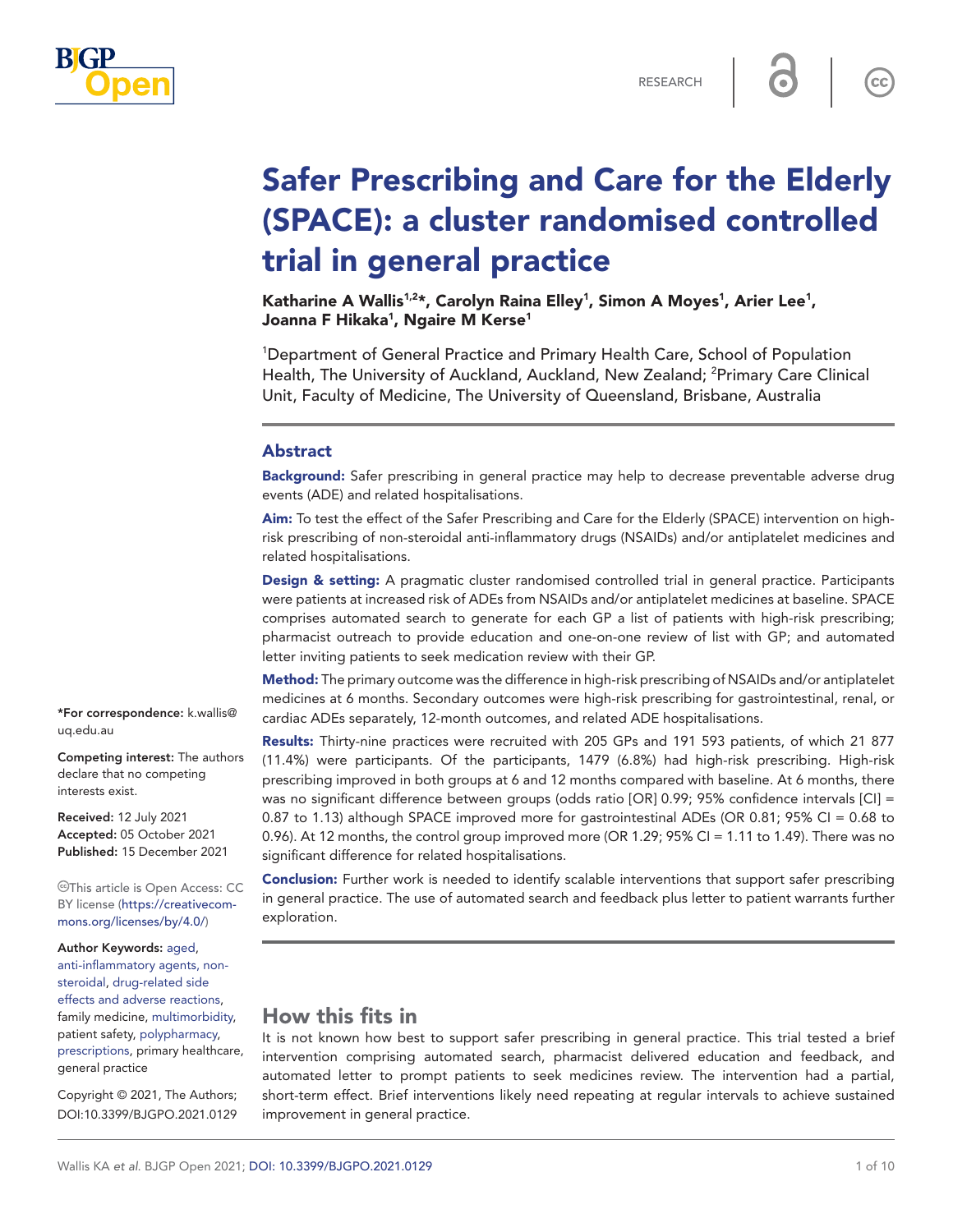RESEARCH

# Safer Prescribing and Care for the Elderly (SPACE): a cluster randomised controlled trial in general practice

**Katharine A Wallis[1,2]*, Carolyn Raina Elley[1], Simon A Moyes[1], Arier Lee[1], Joanna F Hikaka[1], Ngaire M Kerse[1]**

[1]Department of General Practice and Primary Health Care, School of Population Health, The University of Auckland, Auckland, New Zealand; [2]Primary Care Clinical Unit, Faculty of Medicine, The University of Queensland, Brisbane, Australia

## Abstract

**Background:** Safer prescribing in general practice may help to decrease preventable adverse drug events (ADE) and related hospitalisations.

**Aim:** To test the effect of the Safer Prescribing and Care for the Elderly (SPACE) intervention on high-risk prescribing of non-steroidal anti-inflammatory drugs (NSAIDs) and/or antiplatelet medicines and related hospitalisations.

**Design & setting:** A pragmatic cluster randomised controlled trial in general practice. Participants were patients at increased risk of ADEs from NSAIDs and/or antiplatelet medicines at baseline. SPACE comprises automated search to generate for each GP a list of patients with high-risk prescribing; pharmacist outreach to provide education and one-on-one review of list with GP; and automated letter inviting patients to seek medication review with their GP.

**Method:** The primary outcome was the difference in high-risk prescribing of NSAIDs and/or antiplatelet medicines at 6 months. Secondary outcomes were high-risk prescribing for gastrointestinal, renal, or cardiac ADEs separately, 12-month outcomes, and related ADE hospitalisations.

**Results:** Thirty-nine practices were recruited with 205 GPs and 191 593 patients, of which 21 877 (11.4%) were participants. Of the participants, 1479 (6.8%) had high-risk prescribing. High-risk prescribing improved in both groups at 6 and 12 months compared with baseline. At 6 months, there was no significant difference between groups (odds ratio [OR] 0.99; 95% confidence intervals [CI] = 0.87 to 1.13) although SPACE improved more for gastrointestinal ADEs (OR 0.81; 95% CI = 0.68 to 0.96). At 12 months, the control group improved more (OR 1.29; 95% CI = 1.11 to 1.49). There was no significant difference for related hospitalisations.

**Conclusion:** Further work is needed to identify scalable interventions that support safer prescribing in general practice. The use of automated search and feedback plus letter to patient warrants further exploration.

*For correspondence: k.wallis@uq.edu.au

**Competing interest:** The authors declare that no competing interests exist.

**Received:** 12 July 2021
**Accepted:** 05 October 2021
**Published:** 15 December 2021

This article is Open Access: CC BY license (https://creativecommons.org/licenses/by/4.0/)

**Author Keywords:** aged, anti-inflammatory agents, non-steroidal, drug-related side effects and adverse reactions, family medicine, multimorbidity, patient safety, polypharmacy, prescriptions, primary healthcare, general practice

Copyright © 2021, The Authors; DOI:10.3399/BJGPO.2021.0129

## How this fits in

It is not known how best to support safer prescribing in general practice. This trial tested a brief intervention comprising automated search, pharmacist delivered education and feedback, and automated letter to prompt patients to seek medicines review. The intervention had a partial, short-term effect. Brief interventions likely need repeating at regular intervals to achieve sustained improvement in general practice.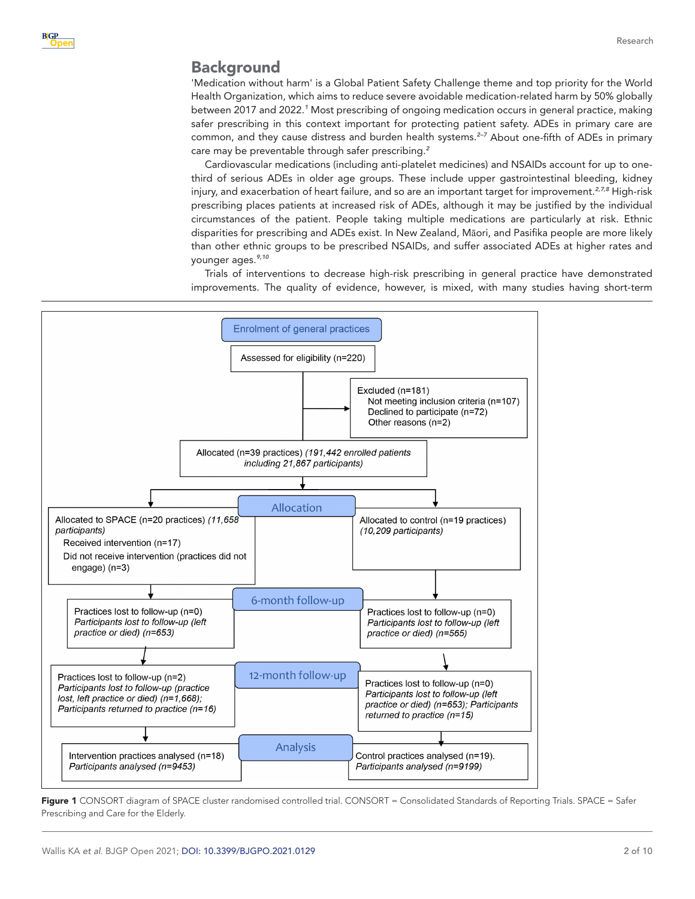## Background

'Medication without harm' is a Global Patient Safety Challenge theme and top priority for the World Health Organization, which aims to reduce severe avoidable medication-related harm by 50% globally between 2017 and 2022.[1] Most prescribing of ongoing medication occurs in general practice, making safer prescribing in this context important for protecting patient safety. ADEs in primary care are common, and they cause distress and burden health systems.[2–7] About one-fifth of ADEs in primary care may be preventable through safer prescribing.[2]

Cardiovascular medications (including anti-platelet medicines) and NSAIDs account for up to one-third of serious ADEs in older age groups. These include upper gastrointestinal bleeding, kidney injury, and exacerbation of heart failure, and so are an important target for improvement.[2,7,8] High-risk prescribing places patients at increased risk of ADEs, although it may be justified by the individual circumstances of the patient. People taking multiple medications are particularly at risk. Ethnic disparities for prescribing and ADEs exist. In New Zealand, Māori, and Pasifika people are more likely than other ethnic groups to be prescribed NSAIDs, and suffer associated ADEs at higher rates and younger ages.[9,10]

Trials of interventions to decrease high-risk prescribing in general practice have demonstrated improvements. The quality of evidence, however, is mixed, with many studies having short-term

**Enrolment of general practices**

- Assessed for eligibility (n=220)
- Excluded (n=181)
  - Not meeting inclusion criteria (n=107)
  - Declined to participate (n=72)
  - Other reasons (n=2)
- Allocated (n=39 practices) *(191,442 enrolled patients including 21,867 participants)*

**Allocation**

- Allocated to SPACE (n=20 practices) *(11,658 participants)*
  - Received intervention (n=17)
  - Did not receive intervention (practices did not engage) (n=3)
- Allocated to control (n=19 practices) *(10,209 participants)*

**6-month follow-up**

- Intervention: Practices lost to follow-up (n=0); *Participants lost to follow-up (left practice or died) (n=653)*
- Control: Practices lost to follow-up (n=0); *Participants lost to follow-up (left practice or died) (n=565)*

**12-month follow-up**

- Intervention: Practices lost to follow-up (n=2); *Participants lost to follow-up (practice lost, left practice or died) (n=1,668); Participants returned to practice (n=16)*
- Control: Practices lost to follow-up (n=0); *Participants lost to follow-up (left practice or died) (n=653); Participants returned to practice (n=15)*

**Analysis**

- Intervention practices analysed (n=18); *Participants analysed (n=9453)*
- Control practices analysed (n=19). *Participants analysed (n=9199)*

**Figure 1** CONSORT diagram of SPACE cluster randomised controlled trial. CONSORT = Consolidated Standards of Reporting Trials. SPACE = Safer Prescribing and Care for the Elderly.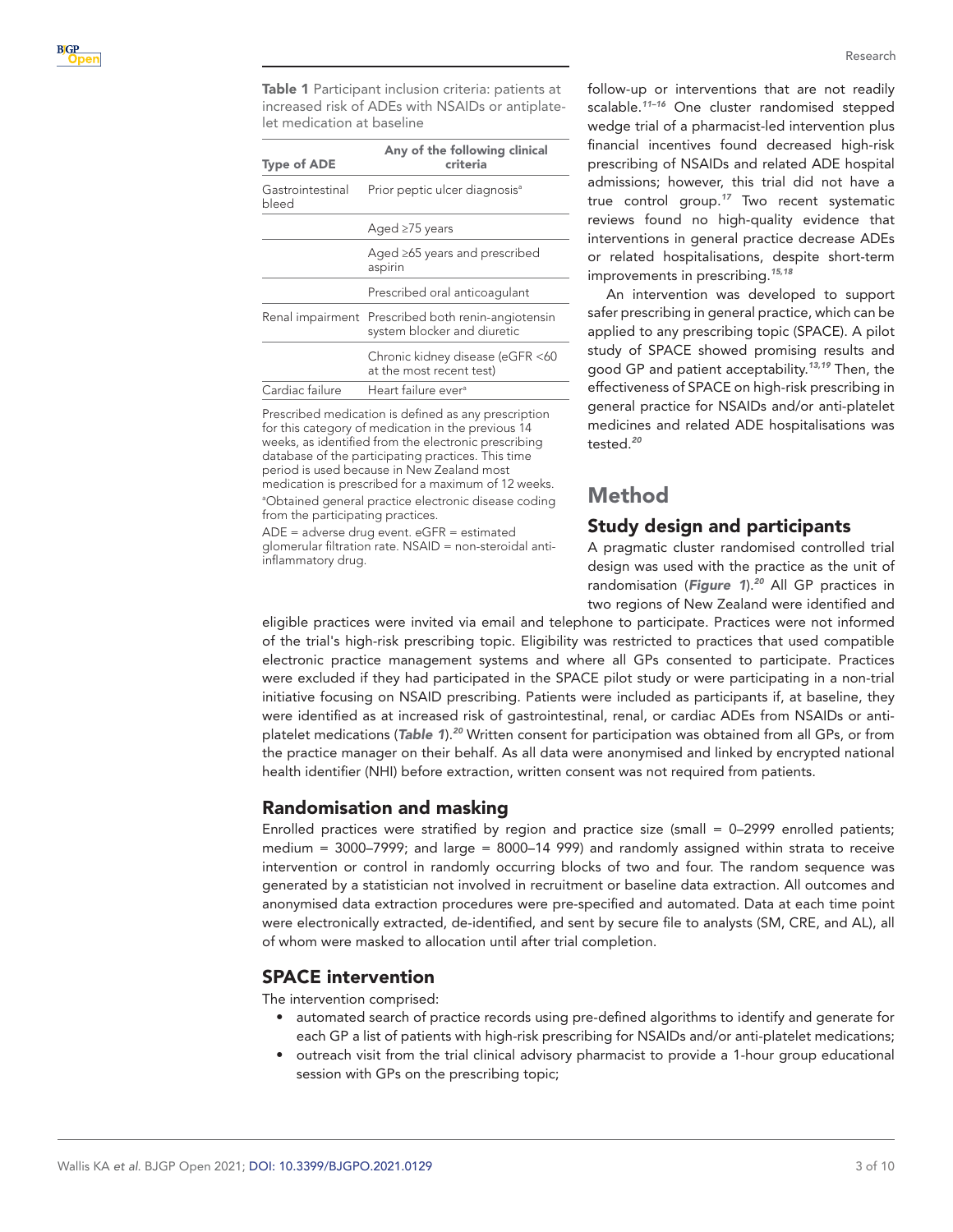**Table 1** Participant inclusion criteria: patients at increased risk of ADEs with NSAIDs or antiplatelet medication at baseline

| Type of ADE | Any of the following clinical criteria |
|---|---|
| Gastrointestinal bleed | Prior peptic ulcer diagnosis[a] |
| | Aged ≥75 years |
| | Aged ≥65 years and prescribed aspirin |
| | Prescribed oral anticoagulant |
| Renal impairment | Prescribed both renin-angiotensin system blocker and diuretic |
| | Chronic kidney disease (eGFR <60 at the most recent test) |
| Cardiac failure | Heart failure ever[a] |

Prescribed medication is defined as any prescription for this category of medication in the previous 14 weeks, as identified from the electronic prescribing database of the participating practices. This time period is used because in New Zealand most medication is prescribed for a maximum of 12 weeks.
[a]Obtained general practice electronic disease coding from the participating practices.
ADE = adverse drug event. eGFR = estimated glomerular filtration rate. NSAID = non-steroidal anti-inflammatory drug.

follow-up or interventions that are not readily scalable.[11–16] One cluster randomised stepped wedge trial of a pharmacist-led intervention plus financial incentives found decreased high-risk prescribing of NSAIDs and related ADE hospital admissions; however, this trial did not have a true control group.[17] Two recent systematic reviews found no high-quality evidence that interventions in general practice decrease ADEs or related hospitalisations, despite short-term improvements in prescribing.[15,18]

An intervention was developed to support safer prescribing in general practice, which can be applied to any prescribing topic (SPACE). A pilot study of SPACE showed promising results and good GP and patient acceptability.[13,19] Then, the effectiveness of SPACE on high-risk prescribing in general practice for NSAIDs and/or anti-platelet medicines and related ADE hospitalisations was tested.[20]

# Method

## Study design and participants

A pragmatic cluster randomised controlled trial design was used with the practice as the unit of randomisation (***Figure 1***).[20] All GP practices in two regions of New Zealand were identified and eligible practices were invited via email and telephone to participate. Practices were not informed of the trial's high-risk prescribing topic. Eligibility was restricted to practices that used compatible electronic practice management systems and where all GPs consented to participate. Practices were excluded if they had participated in the SPACE pilot study or were participating in a non-trial initiative focusing on NSAID prescribing. Patients were included as participants if, at baseline, they were identified as at increased risk of gastrointestinal, renal, or cardiac ADEs from NSAIDs or anti-platelet medications (***Table 1***).[20] Written consent for participation was obtained from all GPs, or from the practice manager on their behalf. As all data were anonymised and linked by encrypted national health identifier (NHI) before extraction, written consent was not required from patients.

## Randomisation and masking

Enrolled practices were stratified by region and practice size (small = 0–2999 enrolled patients; medium = 3000–7999; and large = 8000–14 999) and randomly assigned within strata to receive intervention or control in randomly occurring blocks of two and four. The random sequence was generated by a statistician not involved in recruitment or baseline data extraction. All outcomes and anonymised data extraction procedures were pre-specified and automated. Data at each time point were electronically extracted, de-identified, and sent by secure file to analysts (SM, CRE, and AL), all of whom were masked to allocation until after trial completion.

## SPACE intervention

The intervention comprised:

- automated search of practice records using pre-defined algorithms to identify and generate for each GP a list of patients with high-risk prescribing for NSAIDs and/or anti-platelet medications;
- outreach visit from the trial clinical advisory pharmacist to provide a 1-hour group educational session with GPs on the prescribing topic;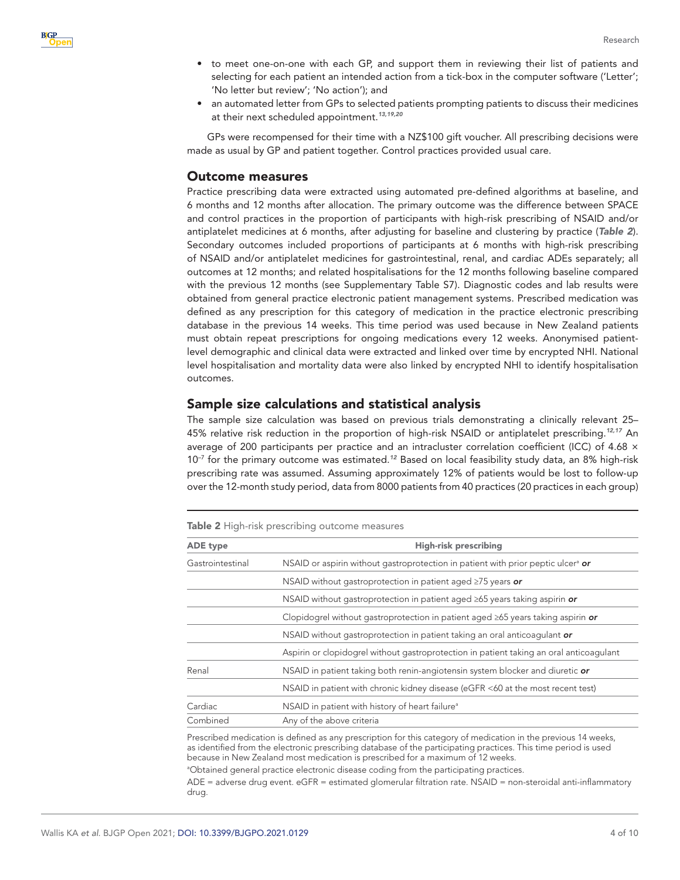- to meet one-on-one with each GP, and support them in reviewing their list of patients and selecting for each patient an intended action from a tick-box in the computer software ('Letter'; 'No letter but review'; 'No action'); and
- an automated letter from GPs to selected patients prompting patients to discuss their medicines at their next scheduled appointment.[13,19,20]

GPs were recompensed for their time with a NZ$100 gift voucher. All prescribing decisions were made as usual by GP and patient together. Control practices provided usual care.

## Outcome measures

Practice prescribing data were extracted using automated pre-defined algorithms at baseline, and 6 months and 12 months after allocation. The primary outcome was the difference between SPACE and control practices in the proportion of participants with high-risk prescribing of NSAID and/or antiplatelet medicines at 6 months, after adjusting for baseline and clustering by practice (***Table 2***). Secondary outcomes included proportions of participants at 6 months with high-risk prescribing of NSAID and/or antiplatelet medicines for gastrointestinal, renal, and cardiac ADEs separately; all outcomes at 12 months; and related hospitalisations for the 12 months following baseline compared with the previous 12 months (see Supplementary Table S7). Diagnostic codes and lab results were obtained from general practice electronic patient management systems. Prescribed medication was defined as any prescription for this category of medication in the practice electronic prescribing database in the previous 14 weeks. This time period was used because in New Zealand patients must obtain repeat prescriptions for ongoing medications every 12 weeks. Anonymised patient-level demographic and clinical data were extracted and linked over time by encrypted NHI. National level hospitalisation and mortality data were also linked by encrypted NHI to identify hospitalisation outcomes.

## Sample size calculations and statistical analysis

The sample size calculation was based on previous trials demonstrating a clinically relevant 25–45% relative risk reduction in the proportion of high-risk NSAID or antiplatelet prescribing.[12,17] An average of 200 participants per practice and an intracluster correlation coefficient (ICC) of $4.68 \times 10^{-7}$ for the primary outcome was estimated.[12] Based on local feasibility study data, an 8% high-risk prescribing rate was assumed. Assuming approximately 12% of patients would be lost to follow-up over the 12-month study period, data from 8000 patients from 40 practices (20 practices in each group)

**Table 2** High-risk prescribing outcome measures

| ADE type | High-risk prescribing |
|---|---|
| Gastrointestinal | NSAID or aspirin without gastroprotection in patient with prior peptic ulcer[a] ***or*** |
| | NSAID without gastroprotection in patient aged ≥75 years ***or*** |
| | NSAID without gastroprotection in patient aged ≥65 years taking aspirin ***or*** |
| | Clopidogrel without gastroprotection in patient aged ≥65 years taking aspirin ***or*** |
| | NSAID without gastroprotection in patient taking an oral anticoagulant ***or*** |
| | Aspirin or clopidogrel without gastroprotection in patient taking an oral anticoagulant |
| Renal | NSAID in patient taking both renin-angiotensin system blocker and diuretic ***or*** |
| | NSAID in patient with chronic kidney disease (eGFR <60 at the most recent test) |
| Cardiac | NSAID in patient with history of heart failure[a] |
| Combined | Any of the above criteria |

Prescribed medication is defined as any prescription for this category of medication in the previous 14 weeks, as identified from the electronic prescribing database of the participating practices. This time period is used because in New Zealand most medication is prescribed for a maximum of 12 weeks.

[a]Obtained general practice electronic disease coding from the participating practices.

ADE = adverse drug event. eGFR = estimated glomerular filtration rate. NSAID = non-steroidal anti-inflammatory drug.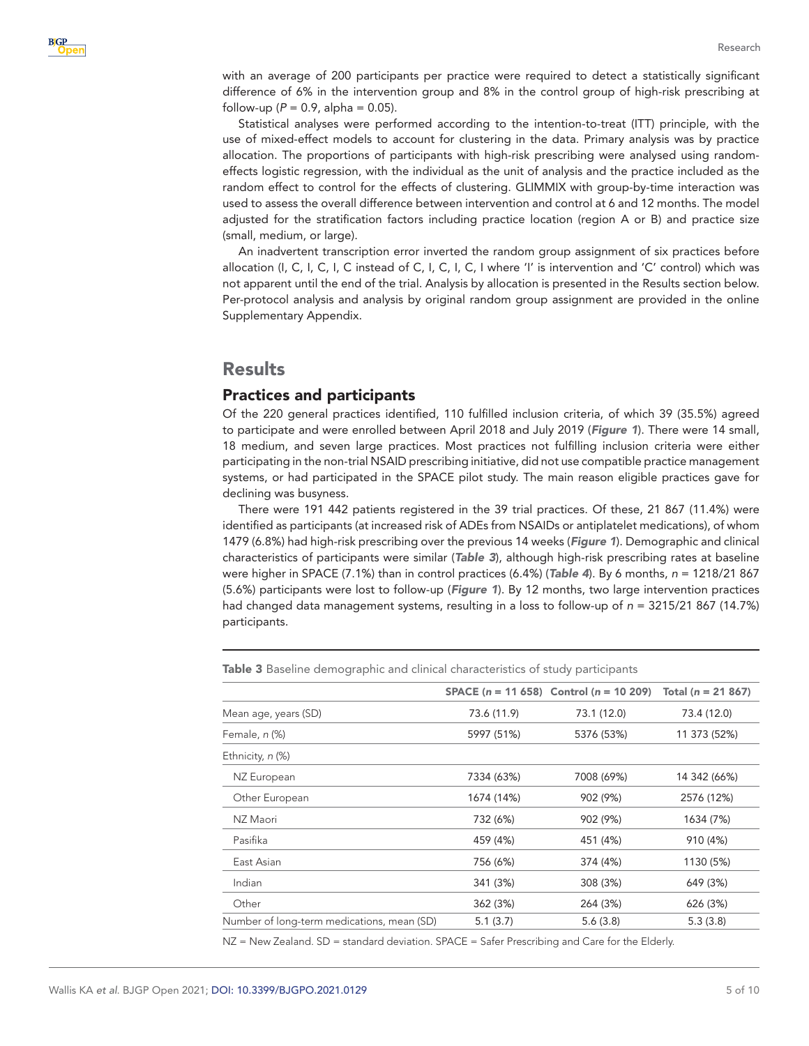with an average of 200 participants per practice were required to detect a statistically significant difference of 6% in the intervention group and 8% in the control group of high-risk prescribing at follow-up (*P* = 0.9, alpha = 0.05).

Statistical analyses were performed according to the intention-to-treat (ITT) principle, with the use of mixed-effect models to account for clustering in the data. Primary analysis was by practice allocation. The proportions of participants with high-risk prescribing were analysed using random-effects logistic regression, with the individual as the unit of analysis and the practice included as the random effect to control for the effects of clustering. GLIMMIX with group-by-time interaction was used to assess the overall difference between intervention and control at 6 and 12 months. The model adjusted for the stratification factors including practice location (region A or B) and practice size (small, medium, or large).

An inadvertent transcription error inverted the random group assignment of six practices before allocation (I, C, I, C, I, C instead of C, I, C, I, C, I where 'I' is intervention and 'C' control) which was not apparent until the end of the trial. Analysis by allocation is presented in the Results section below. Per-protocol analysis and analysis by original random group assignment are provided in the online Supplementary Appendix.

# Results

## Practices and participants

Of the 220 general practices identified, 110 fulfilled inclusion criteria, of which 39 (35.5%) agreed to participate and were enrolled between April 2018 and July 2019 (***Figure 1***). There were 14 small, 18 medium, and seven large practices. Most practices not fulfilling inclusion criteria were either participating in the non-trial NSAID prescribing initiative, did not use compatible practice management systems, or had participated in the SPACE pilot study. The main reason eligible practices gave for declining was busyness.

There were 191 442 patients registered in the 39 trial practices. Of these, 21 867 (11.4%) were identified as participants (at increased risk of ADEs from NSAIDs or antiplatelet medications), of whom 1479 (6.8%) had high-risk prescribing over the previous 14 weeks (***Figure 1***). Demographic and clinical characteristics of participants were similar (***Table 3***), although high-risk prescribing rates at baseline were higher in SPACE (7.1%) than in control practices (6.4%) (***Table 4***). By 6 months, *n* = 1218/21 867 (5.6%) participants were lost to follow-up (***Figure 1***). By 12 months, two large intervention practices had changed data management systems, resulting in a loss to follow-up of *n* = 3215/21 867 (14.7%) participants.

**Table 3** Baseline demographic and clinical characteristics of study participants

| | SPACE (*n* = 11 658) | Control (*n* = 10 209) | Total (*n* = 21 867) |
|---|---|---|---|
| Mean age, years (SD) | 73.6 (11.9) | 73.1 (12.0) | 73.4 (12.0) |
| Female, *n* (%) | 5997 (51%) | 5376 (53%) | 11 373 (52%) |
| Ethnicity, *n* (%) | | | |
| NZ European | 7334 (63%) | 7008 (69%) | 14 342 (66%) |
| Other European | 1674 (14%) | 902 (9%) | 2576 (12%) |
| NZ Maori | 732 (6%) | 902 (9%) | 1634 (7%) |
| Pasifika | 459 (4%) | 451 (4%) | 910 (4%) |
| East Asian | 756 (6%) | 374 (4%) | 1130 (5%) |
| Indian | 341 (3%) | 308 (3%) | 649 (3%) |
| Other | 362 (3%) | 264 (3%) | 626 (3%) |
| Number of long-term medications, mean (SD) | 5.1 (3.7) | 5.6 (3.8) | 5.3 (3.8) |

NZ = New Zealand. SD = standard deviation. SPACE = Safer Prescribing and Care for the Elderly.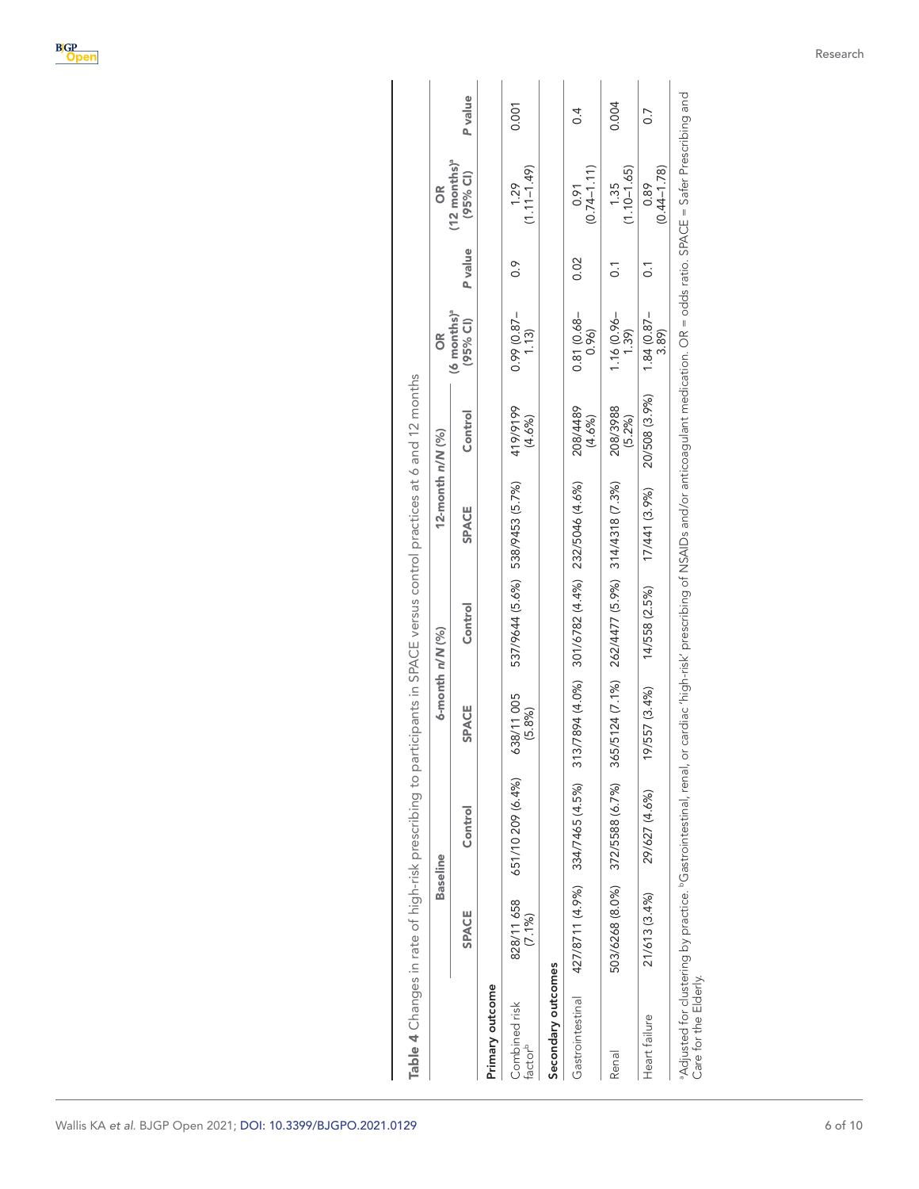**Table 4** Changes in rate of high-risk prescribing to participants in SPACE versus control practices at 6 and 12 months

| | Baseline | | 6-month n/N (%) | | 12-month n/N (%) | | OR (6 months)[a] (95% CI) | P value | OR (12 months)[a] (95% CI) | P value |
|---|---|---|---|---|---|---|---|---|---|---|
| | SPACE | Control | SPACE | Control | SPACE | Control | | | | |
| **Primary outcome** | | | | | | | | | | |
| Combined risk factor[b] | 828/11 658 (7.1%) | 651/10 209 (6.4%) | 638/11 005 (5.8%) | 537/9644 (5.6%) | 538/9453 (5.7%) | 419/9199 (4.6%) | 0.99 (0.87–1.13) | 0.9 | 1.29 (1.11–1.49) | 0.001 |
| **Secondary outcomes** | | | | | | | | | | |
| Gastrointestinal | 427/8711 (4.9%) | 334/7465 (4.5%) | 313/7894 (4.0%) | 301/6782 (4.4%) | 232/5046 (4.6%) | 208/4489 (4.6%) | 0.81 (0.68–0.96) | 0.02 | 0.91 (0.74–1.11) | 0.4 |
| Renal | 503/6268 (8.0%) | 372/5588 (6.7%) | 365/5124 (7.1%) | 262/4477 (5.9%) | 314/4318 (7.3%) | 208/3988 (5.2%) | 1.16 (0.96–1.39) | 0.1 | 1.35 (1.10–1.65) | 0.004 |
| Heart failure | 21/613 (3.4%) | 29/627 (4.6%) | 19/557 (3.4%) | 14/558 (2.5%) | 17/441 (3.9%) | 20/508 (3.9%) | 1.84 (0.87–3.89) | 0.1 | 0.89 (0.44–1.78) | 0.7 |

[a]Adjusted for clustering by practice. [b]Gastrointestinal, renal, or cardiac 'high-risk' prescribing of NSAIDs and/or anticoagulant medication. OR = odds ratio. SPACE = Safer Prescribing and Care for the Elderly.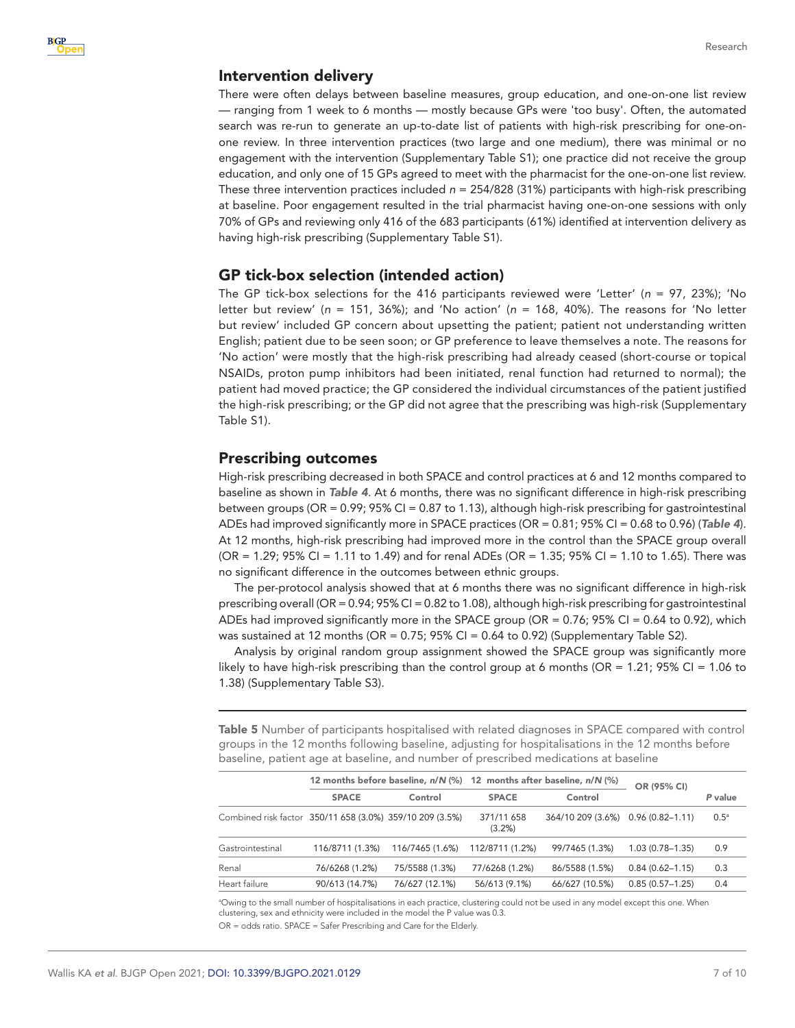## Intervention delivery

There were often delays between baseline measures, group education, and one-on-one list review — ranging from 1 week to 6 months — mostly because GPs were 'too busy'. Often, the automated search was re-run to generate an up-to-date list of patients with high-risk prescribing for one-on-one review. In three intervention practices (two large and one medium), there was minimal or no engagement with the intervention (Supplementary Table S1); one practice did not receive the group education, and only one of 15 GPs agreed to meet with the pharmacist for the one-on-one list review. These three intervention practices included *n* = 254/828 (31%) participants with high-risk prescribing at baseline. Poor engagement resulted in the trial pharmacist having one-on-one sessions with only 70% of GPs and reviewing only 416 of the 683 participants (61%) identified at intervention delivery as having high-risk prescribing (Supplementary Table S1).

## GP tick-box selection (intended action)

The GP tick-box selections for the 416 participants reviewed were 'Letter' (*n* = 97, 23%); 'No letter but review' (*n* = 151, 36%); and 'No action' (*n* = 168, 40%). The reasons for 'No letter but review' included GP concern about upsetting the patient; patient not understanding written English; patient due to be seen soon; or GP preference to leave themselves a note. The reasons for 'No action' were mostly that the high-risk prescribing had already ceased (short-course or topical NSAIDs, proton pump inhibitors had been initiated, renal function had returned to normal); the patient had moved practice; the GP considered the individual circumstances of the patient justified the high-risk prescribing; or the GP did not agree that the prescribing was high-risk (Supplementary Table S1).

## Prescribing outcomes

High-risk prescribing decreased in both SPACE and control practices at 6 and 12 months compared to baseline as shown in ***Table 4***. At 6 months, there was no significant difference in high-risk prescribing between groups (OR = 0.99; 95% CI = 0.87 to 1.13), although high-risk prescribing for gastrointestinal ADEs had improved significantly more in SPACE practices (OR = 0.81; 95% CI = 0.68 to 0.96) (***Table 4***). At 12 months, high-risk prescribing had improved more in the control than the SPACE group overall (OR = 1.29; 95% CI = 1.11 to 1.49) and for renal ADEs (OR = 1.35; 95% CI = 1.10 to 1.65). There was no significant difference in the outcomes between ethnic groups.

The per-protocol analysis showed that at 6 months there was no significant difference in high-risk prescribing overall (OR = 0.94; 95% CI = 0.82 to 1.08), although high-risk prescribing for gastrointestinal ADEs had improved significantly more in the SPACE group (OR = 0.76; 95% CI = 0.64 to 0.92), which was sustained at 12 months (OR = 0.75; 95% CI = 0.64 to 0.92) (Supplementary Table S2).

Analysis by original random group assignment showed the SPACE group was significantly more likely to have high-risk prescribing than the control group at 6 months (OR = 1.21; 95% CI = 1.06 to 1.38) (Supplementary Table S3).

**Table 5** Number of participants hospitalised with related diagnoses in SPACE compared with control groups in the 12 months following baseline, adjusting for hospitalisations in the 12 months before baseline, patient age at baseline, and number of prescribed medications at baseline

| | 12 months before baseline, *n*/*N* (%) | | 12 months after baseline, *n*/*N* (%) | | OR (95% CI) | *P* value |
|---|---|---|---|---|---|---|
| | SPACE | Control | SPACE | Control | | |
| Combined risk factor | 350/11 658 (3.0%) | 359/10 209 (3.5%) | 371/11 658 (3.2%) | 364/10 209 (3.6%) | 0.96 (0.82–1.11) | 0.5[a] |
| Gastrointestinal | 116/8711 (1.3%) | 116/7465 (1.6%) | 112/8711 (1.2%) | 99/7465 (1.3%) | 1.03 (0.78–1.35) | 0.9 |
| Renal | 76/6268 (1.2%) | 75/5588 (1.3%) | 77/6268 (1.2%) | 86/5588 (1.5%) | 0.84 (0.62–1.15) | 0.3 |
| Heart failure | 90/613 (14.7%) | 76/627 (12.1%) | 56/613 (9.1%) | 66/627 (10.5%) | 0.85 (0.57–1.25) | 0.4 |

[a]Owing to the small number of hospitalisations in each practice, clustering could not be used in any model except this one. When clustering, sex and ethnicity were included in the model the P value was 0.3.

OR = odds ratio. SPACE = Safer Prescribing and Care for the Elderly.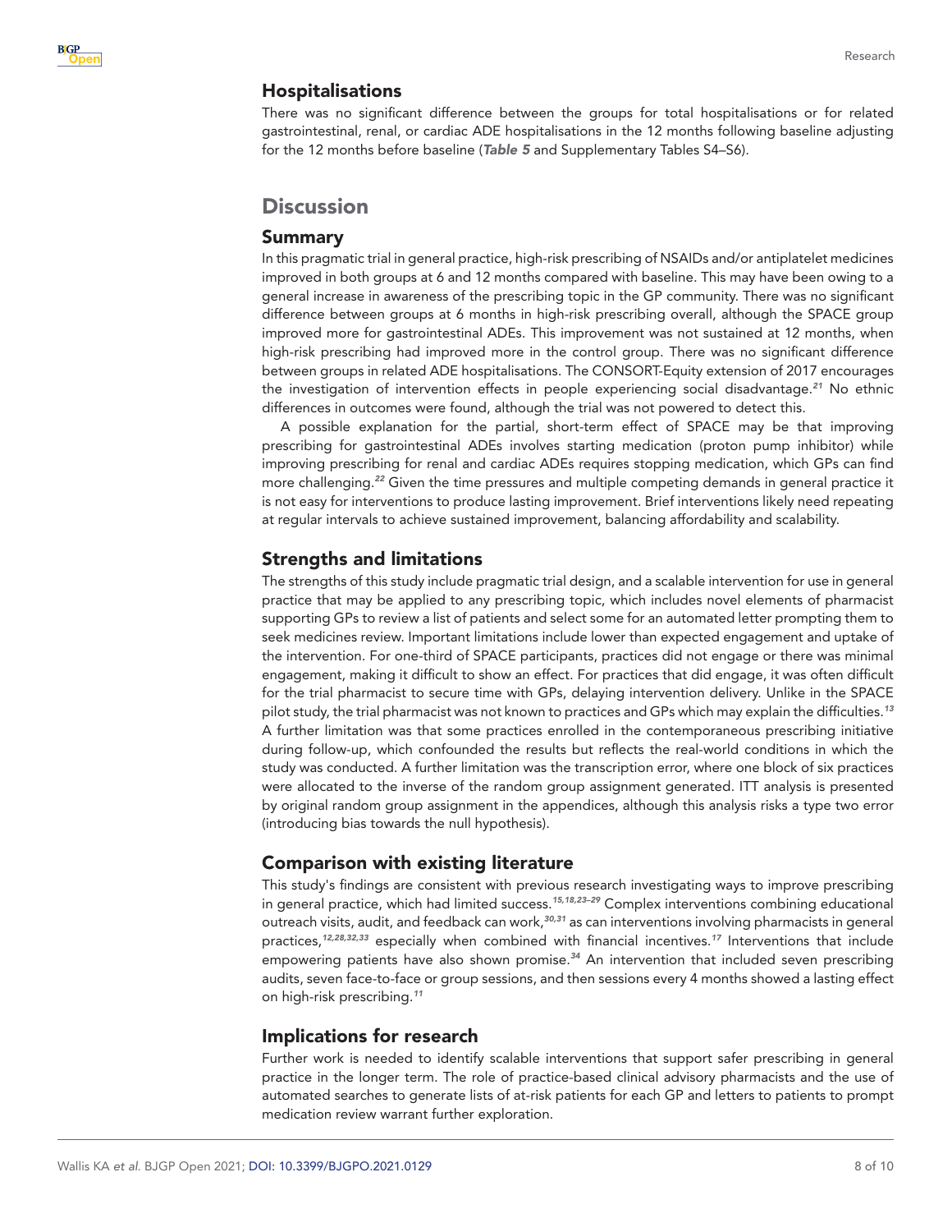### Hospitalisations

There was no significant difference between the groups for total hospitalisations or for related gastrointestinal, renal, or cardiac ADE hospitalisations in the 12 months following baseline adjusting for the 12 months before baseline (***Table 5*** and Supplementary Tables S4–S6).

## Discussion

### Summary

In this pragmatic trial in general practice, high-risk prescribing of NSAIDs and/or antiplatelet medicines improved in both groups at 6 and 12 months compared with baseline. This may have been owing to a general increase in awareness of the prescribing topic in the GP community. There was no significant difference between groups at 6 months in high-risk prescribing overall, although the SPACE group improved more for gastrointestinal ADEs. This improvement was not sustained at 12 months, when high-risk prescribing had improved more in the control group. There was no significant difference between groups in related ADE hospitalisations. The CONSORT-Equity extension of 2017 encourages the investigation of intervention effects in people experiencing social disadvantage.[21] No ethnic differences in outcomes were found, although the trial was not powered to detect this.

A possible explanation for the partial, short-term effect of SPACE may be that improving prescribing for gastrointestinal ADEs involves starting medication (proton pump inhibitor) while improving prescribing for renal and cardiac ADEs requires stopping medication, which GPs can find more challenging.[22] Given the time pressures and multiple competing demands in general practice it is not easy for interventions to produce lasting improvement. Brief interventions likely need repeating at regular intervals to achieve sustained improvement, balancing affordability and scalability.

### Strengths and limitations

The strengths of this study include pragmatic trial design, and a scalable intervention for use in general practice that may be applied to any prescribing topic, which includes novel elements of pharmacist supporting GPs to review a list of patients and select some for an automated letter prompting them to seek medicines review. Important limitations include lower than expected engagement and uptake of the intervention. For one-third of SPACE participants, practices did not engage or there was minimal engagement, making it difficult to show an effect. For practices that did engage, it was often difficult for the trial pharmacist to secure time with GPs, delaying intervention delivery. Unlike in the SPACE pilot study, the trial pharmacist was not known to practices and GPs which may explain the difficulties.[13] A further limitation was that some practices enrolled in the contemporaneous prescribing initiative during follow-up, which confounded the results but reflects the real-world conditions in which the study was conducted. A further limitation was the transcription error, where one block of six practices were allocated to the inverse of the random group assignment generated. ITT analysis is presented by original random group assignment in the appendices, although this analysis risks a type two error (introducing bias towards the null hypothesis).

### Comparison with existing literature

This study's findings are consistent with previous research investigating ways to improve prescribing in general practice, which had limited success.[15,18,23–29] Complex interventions combining educational outreach visits, audit, and feedback can work,[30,31] as can interventions involving pharmacists in general practices,[12,28,32,33] especially when combined with financial incentives.[17] Interventions that include empowering patients have also shown promise.[34] An intervention that included seven prescribing audits, seven face-to-face or group sessions, and then sessions every 4 months showed a lasting effect on high-risk prescribing.[11]

### Implications for research

Further work is needed to identify scalable interventions that support safer prescribing in general practice in the longer term. The role of practice-based clinical advisory pharmacists and the use of automated searches to generate lists of at-risk patients for each GP and letters to patients to prompt medication review warrant further exploration.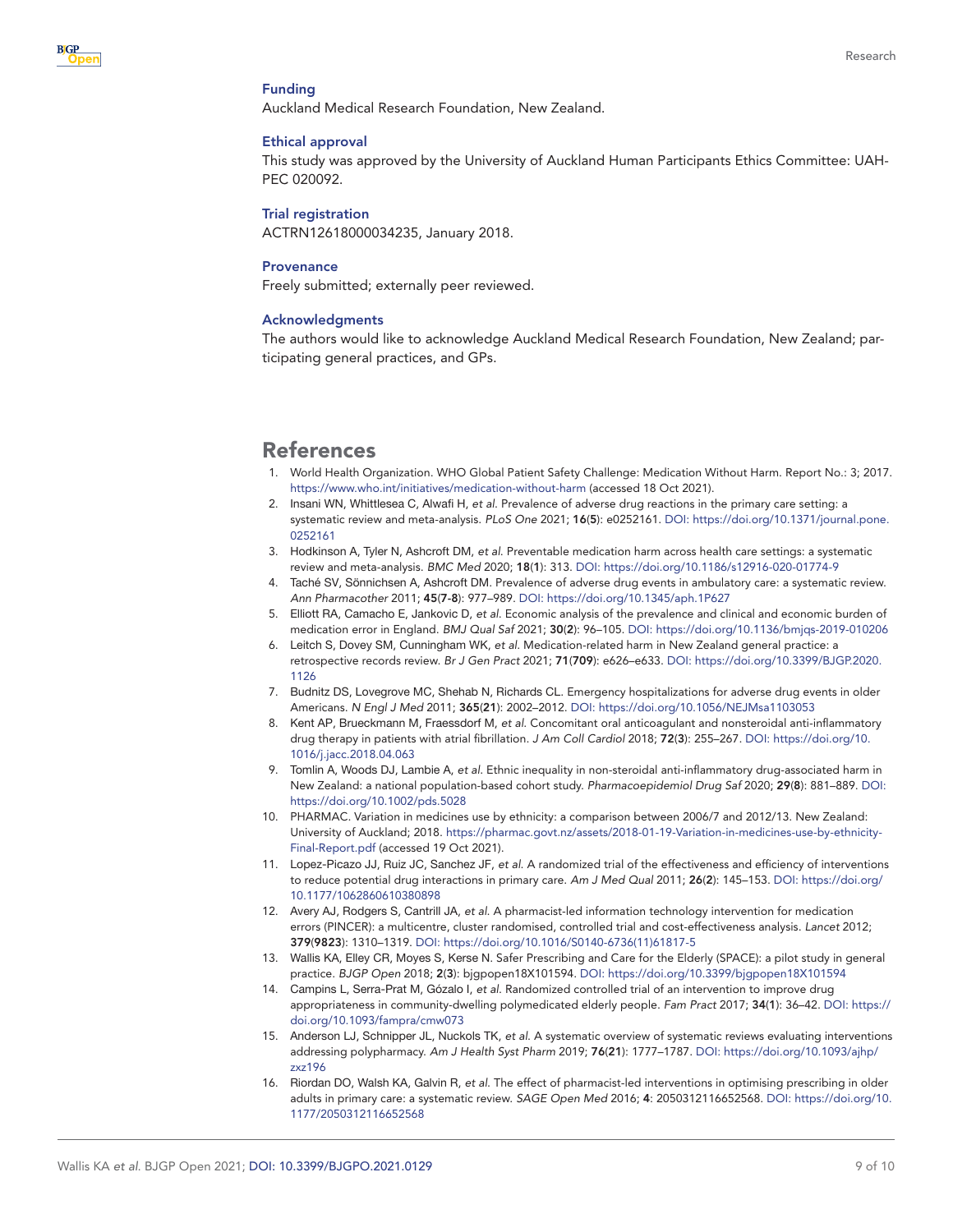### Funding

Auckland Medical Research Foundation, New Zealand.

### Ethical approval

This study was approved by the University of Auckland Human Participants Ethics Committee: UAH-PEC 020092.

### Trial registration

ACTRN12618000034235, January 2018.

### Provenance

Freely submitted; externally peer reviewed.

### Acknowledgments

The authors would like to acknowledge Auckland Medical Research Foundation, New Zealand; participating general practices, and GPs.

## References

1. World Health Organization. WHO Global Patient Safety Challenge: Medication Without Harm. Report No.: 3; 2017. https://www.who.int/initiatives/medication-without-harm (accessed 18 Oct 2021).
2. Insani WN, Whittlesea C, Alwafi H, *et al*. Prevalence of adverse drug reactions in the primary care setting: a systematic review and meta-analysis. *PLoS One* 2021; **16**(**5**): e0252161. DOI: https://doi.org/10.1371/journal.pone.0252161
3. Hodkinson A, Tyler N, Ashcroft DM, *et al*. Preventable medication harm across health care settings: a systematic review and meta-analysis. *BMC Med* 2020; **18**(**1**): 313. DOI: https://doi.org/10.1186/s12916-020-01774-9
4. Taché SV, Sönnichsen A, Ashcroft DM. Prevalence of adverse drug events in ambulatory care: a systematic review. *Ann Pharmacother* 2011; **45**(**7-8**): 977–989. DOI: https://doi.org/10.1345/aph.1P627
5. Elliott RA, Camacho E, Jankovic D, *et al*. Economic analysis of the prevalence and clinical and economic burden of medication error in England. *BMJ Qual Saf* 2021; **30**(**2**): 96–105. DOI: https://doi.org/10.1136/bmjqs-2019-010206
6. Leitch S, Dovey SM, Cunningham WK, *et al*. Medication-related harm in New Zealand general practice: a retrospective records review. *Br J Gen Pract* 2021; **71**(**709**): e626–e633. DOI: https://doi.org/10.3399/BJGP.2020.1126
7. Budnitz DS, Lovegrove MC, Shehab N, Richards CL. Emergency hospitalizations for adverse drug events in older Americans. *N Engl J Med* 2011; **365**(**21**): 2002–2012. DOI: https://doi.org/10.1056/NEJMsa1103053
8. Kent AP, Brueckmann M, Fraessdorf M, *et al*. Concomitant oral anticoagulant and nonsteroidal anti-inflammatory drug therapy in patients with atrial fibrillation. *J Am Coll Cardiol* 2018; **72**(**3**): 255–267. DOI: https://doi.org/10.1016/j.jacc.2018.04.063
9. Tomlin A, Woods DJ, Lambie A, *et al*. Ethnic inequality in non-steroidal anti-inflammatory drug-associated harm in New Zealand: a national population-based cohort study. *Pharmacoepidemiol Drug Saf* 2020; **29**(**8**): 881–889. DOI: https://doi.org/10.1002/pds.5028
10. PHARMAC. Variation in medicines use by ethnicity: a comparison between 2006/7 and 2012/13. New Zealand: University of Auckland; 2018. https://pharmac.govt.nz/assets/2018-01-19-Variation-in-medicines-use-by-ethnicity-Final-Report.pdf (accessed 19 Oct 2021).
11. Lopez-Picazo JJ, Ruiz JC, Sanchez JF, *et al*. A randomized trial of the effectiveness and efficiency of interventions to reduce potential drug interactions in primary care. *Am J Med Qual* 2011; **26**(**2**): 145–153. DOI: https://doi.org/10.1177/1062860610380898
12. Avery AJ, Rodgers S, Cantrill JA, *et al*. A pharmacist-led information technology intervention for medication errors (PINCER): a multicentre, cluster randomised, controlled trial and cost-effectiveness analysis. *Lancet* 2012; **379**(**9823**): 1310–1319. DOI: https://doi.org/10.1016/S0140-6736(11)61817-5
13. Wallis KA, Elley CR, Moyes S, Kerse N. Safer Prescribing and Care for the Elderly (SPACE): a pilot study in general practice. *BJGP Open* 2018; **2**(**3**): bjgpopen18X101594. DOI: https://doi.org/10.3399/bjgpopen18X101594
14. Campins L, Serra-Prat M, Gózalo I, *et al*. Randomized controlled trial of an intervention to improve drug appropriateness in community-dwelling polymedicated elderly people. *Fam Pract* 2017; **34**(**1**): 36–42. DOI: https://doi.org/10.1093/fampra/cmw073
15. Anderson LJ, Schnipper JL, Nuckols TK, *et al*. A systematic overview of systematic reviews evaluating interventions addressing polypharmacy. *Am J Health Syst Pharm* 2019; **76**(**21**): 1777–1787. DOI: https://doi.org/10.1093/ajhp/zxz196
16. Riordan DO, Walsh KA, Galvin R, *et al*. The effect of pharmacist-led interventions in optimising prescribing in older adults in primary care: a systematic review. *SAGE Open Med* 2016; **4**: 2050312116652568. DOI: https://doi.org/10.1177/2050312116652568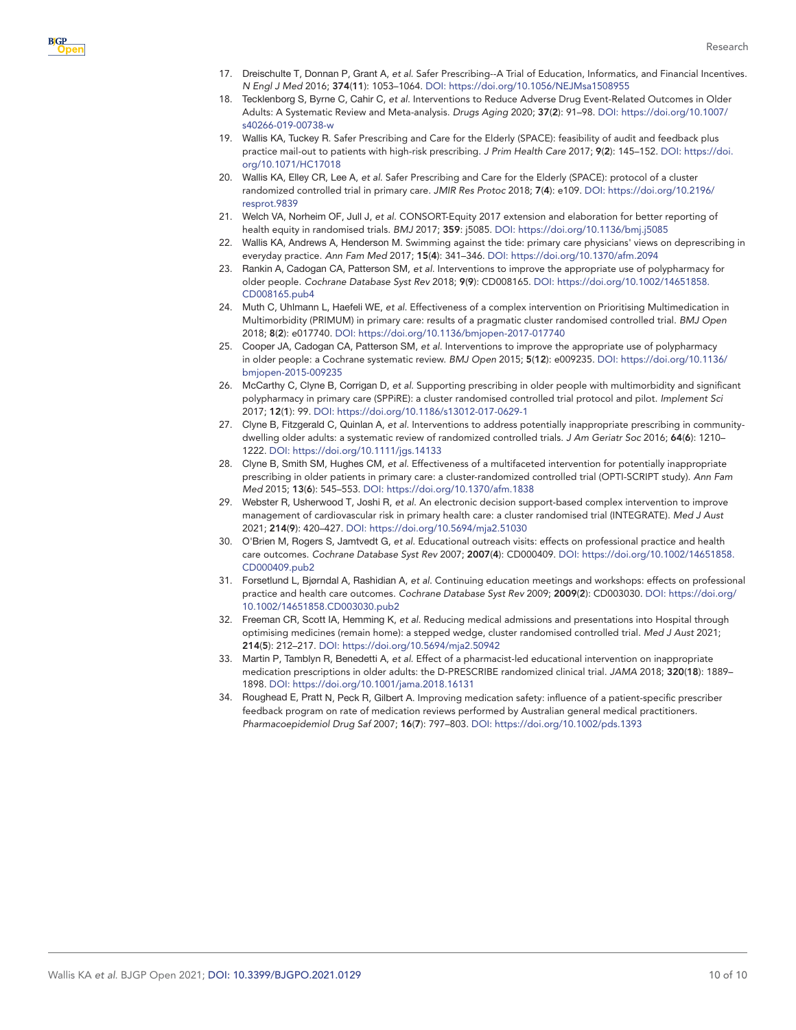17. Dreischulte T, Donnan P, Grant A, *et al*. Safer Prescribing--A Trial of Education, Informatics, and Financial Incentives. *N Engl J Med* 2016; **374**(**11**): 1053–1064. DOI: https://doi.org/10.1056/NEJMsa1508955
18. Tecklenborg S, Byrne C, Cahir C, *et al*. Interventions to Reduce Adverse Drug Event-Related Outcomes in Older Adults: A Systematic Review and Meta-analysis. *Drugs Aging* 2020; **37**(**2**): 91–98. DOI: https://doi.org/10.1007/s40266-019-00738-w
19. Wallis KA, Tuckey R. Safer Prescribing and Care for the Elderly (SPACE): feasibility of audit and feedback plus practice mail-out to patients with high-risk prescribing. *J Prim Health Care* 2017; **9**(**2**): 145–152. DOI: https://doi.org/10.1071/HC17018
20. Wallis KA, Elley CR, Lee A, *et al*. Safer Prescribing and Care for the Elderly (SPACE): protocol of a cluster randomized controlled trial in primary care. *JMIR Res Protoc* 2018; **7**(**4**): e109. DOI: https://doi.org/10.2196/resprot.9839
21. Welch VA, Norheim OF, Jull J, *et al*. CONSORT-Equity 2017 extension and elaboration for better reporting of health equity in randomised trials. *BMJ* 2017; **359**: j5085. DOI: https://doi.org/10.1136/bmj.j5085
22. Wallis KA, Andrews A, Henderson M. Swimming against the tide: primary care physicians' views on deprescribing in everyday practice. *Ann Fam Med* 2017; **15**(**4**): 341–346. DOI: https://doi.org/10.1370/afm.2094
23. Rankin A, Cadogan CA, Patterson SM, *et al*. Interventions to improve the appropriate use of polypharmacy for older people. *Cochrane Database Syst Rev* 2018; **9**(**9**): CD008165. DOI: https://doi.org/10.1002/14651858.CD008165.pub4
24. Muth C, Uhlmann L, Haefeli WE, *et al*. Effectiveness of a complex intervention on Prioritising Multimedication in Multimorbidity (PRIMUM) in primary care: results of a pragmatic cluster randomised controlled trial. *BMJ Open* 2018; **8**(**2**): e017740. DOI: https://doi.org/10.1136/bmjopen-2017-017740
25. Cooper JA, Cadogan CA, Patterson SM, *et al*. Interventions to improve the appropriate use of polypharmacy in older people: a Cochrane systematic review. *BMJ Open* 2015; **5**(**12**): e009235. DOI: https://doi.org/10.1136/bmjopen-2015-009235
26. McCarthy C, Clyne B, Corrigan D, *et al*. Supporting prescribing in older people with multimorbidity and significant polypharmacy in primary care (SPPiRE): a cluster randomised controlled trial protocol and pilot. *Implement Sci* 2017; **12**(**1**): 99. DOI: https://doi.org/10.1186/s13012-017-0629-1
27. Clyne B, Fitzgerald C, Quinlan A, *et al*. Interventions to address potentially inappropriate prescribing in community-dwelling older adults: a systematic review of randomized controlled trials. *J Am Geriatr Soc* 2016; **64**(**6**): 1210–1222. DOI: https://doi.org/10.1111/jgs.14133
28. Clyne B, Smith SM, Hughes CM, *et al*. Effectiveness of a multifaceted intervention for potentially inappropriate prescribing in older patients in primary care: a cluster-randomized controlled trial (OPTI-SCRIPT study). *Ann Fam Med* 2015; **13**(**6**): 545–553. DOI: https://doi.org/10.1370/afm.1838
29. Webster R, Usherwood T, Joshi R, *et al*. An electronic decision support-based complex intervention to improve management of cardiovascular risk in primary health care: a cluster randomised trial (INTEGRATE). *Med J Aust* 2021; **214**(**9**): 420–427. DOI: https://doi.org/10.5694/mja2.51030
30. O'Brien M, Rogers S, Jamtvedt G, *et al*. Educational outreach visits: effects on professional practice and health care outcomes. *Cochrane Database Syst Rev* 2007; **2007**(**4**): CD000409. DOI: https://doi.org/10.1002/14651858.CD000409.pub2
31. Forsetlund L, Bjørndal A, Rashidian A, *et al*. Continuing education meetings and workshops: effects on professional practice and health care outcomes. *Cochrane Database Syst Rev* 2009; **2009**(**2**): CD003030. DOI: https://doi.org/10.1002/14651858.CD003030.pub2
32. Freeman CR, Scott IA, Hemming K, *et al*. Reducing medical admissions and presentations into Hospital through optimising medicines (remain home): a stepped wedge, cluster randomised controlled trial. *Med J Aust* 2021; **214**(**5**): 212–217. DOI: https://doi.org/10.5694/mja2.50942
33. Martin P, Tamblyn R, Benedetti A, *et al*. Effect of a pharmacist-led educational intervention on inappropriate medication prescriptions in older adults: the D-PRESCRIBE randomized clinical trial. *JAMA* 2018; **320**(**18**): 1889–1898. DOI: https://doi.org/10.1001/jama.2018.16131
34. Roughead E, Pratt N, Peck R, Gilbert A. Improving medication safety: influence of a patient-specific prescriber feedback program on rate of medication reviews performed by Australian general medical practitioners. *Pharmacoepidemiol Drug Saf* 2007; **16**(**7**): 797–803. DOI: https://doi.org/10.1002/pds.1393